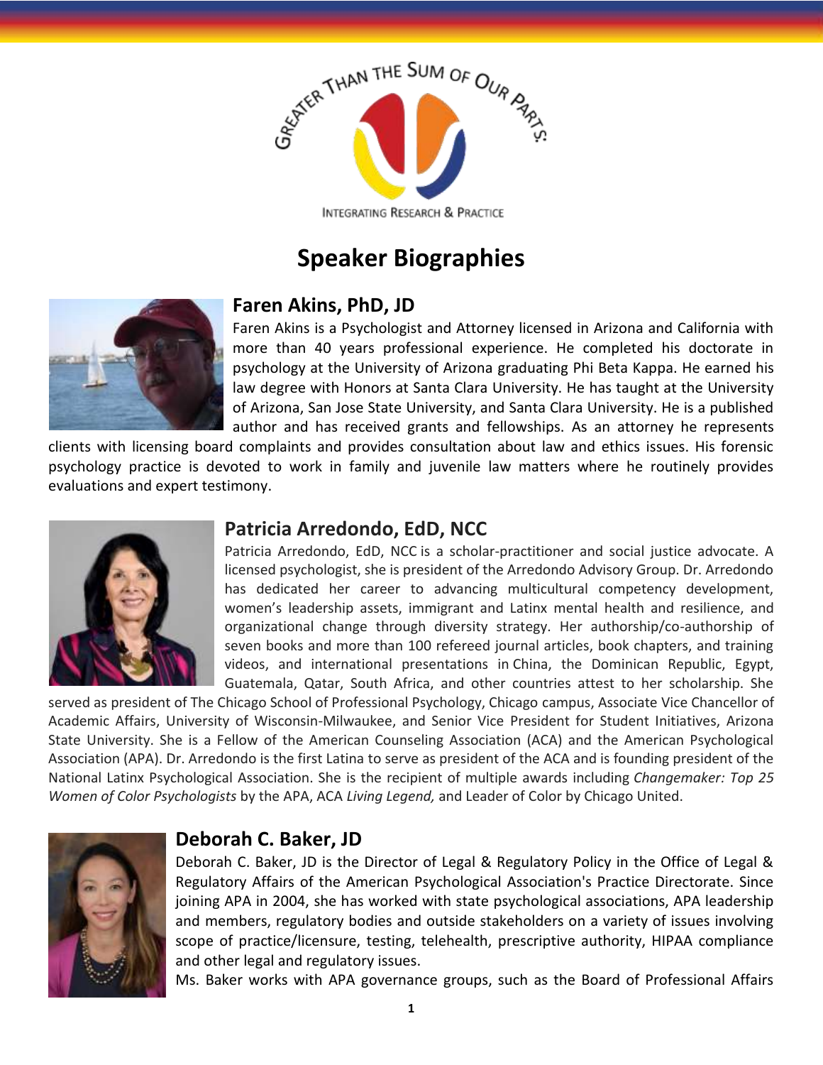GREATER THAN THE SUM OF OUR PARTS:

INTEGRATING RESEARCH & PRACTICE

# Speaker Biographies

## Faren Akins, PhD, JD

Faren Akins is a Psychologist and Attorney licensed in Arizona and California with more than 40 years professional experience. He completed his doctorate in psychology at the University of Arizona graduating Phi Beta Kappa. He earned his law degree with Honors at Santa Clara University. He has taught at the University of Arizona, San Jose State University, and Santa Clara University. He is a published author and has received grants and fellowships. As an attorney he represents clients with licensing board complaints and provides consultation about law and ethics issues. His forensic psychology practice is devoted to work in family and juvenile law matters where he routinely provides evaluations and expert testimony.

## Patricia Arredondo, EdD, NCC

Patricia Arredondo, EdD, NCC is a scholar-practitioner and social justice advocate. A licensed psychologist, she is president of the Arredondo Advisory Group. Dr. Arredondo has dedicated her career to advancing multicultural competency development, women's leadership assets, immigrant and Latinx mental health and resilience, and organizational change through diversity strategy. Her authorship/co-authorship of seven books and more than 100 refereed journal articles, book chapters, and training videos, and international presentations in China, the Dominican Republic, Egypt, Guatemala, Qatar, South Africa, and other countries attest to her scholarship. She served as president of The Chicago School of Professional Psychology, Chicago campus, Associate Vice Chancellor of Academic Affairs, University of Wisconsin-Milwaukee, and Senior Vice President for Student Initiatives, Arizona State University. She is a Fellow of the American Counseling Association (ACA) and the American Psychological Association (APA). Dr. Arredondo is the first Latina to serve as president of the ACA and is founding president of the National Latinx Psychological Association. She is the recipient of multiple awards including *Changemaker: Top 25 Women of Color Psychologists* by the APA, ACA *Living Legend,* and Leader of Color by Chicago United.

## Deborah C. Baker, JD

Deborah C. Baker, JD is the Director of Legal & Regulatory Policy in the Office of Legal & Regulatory Affairs of the American Psychological Association's Practice Directorate. Since joining APA in 2004, she has worked with state psychological associations, APA leadership and members, regulatory bodies and outside stakeholders on a variety of issues involving scope of practice/licensure, testing, telehealth, prescriptive authority, HIPAA compliance and other legal and regulatory issues.

Ms. Baker works with APA governance groups, such as the Board of Professional Affairs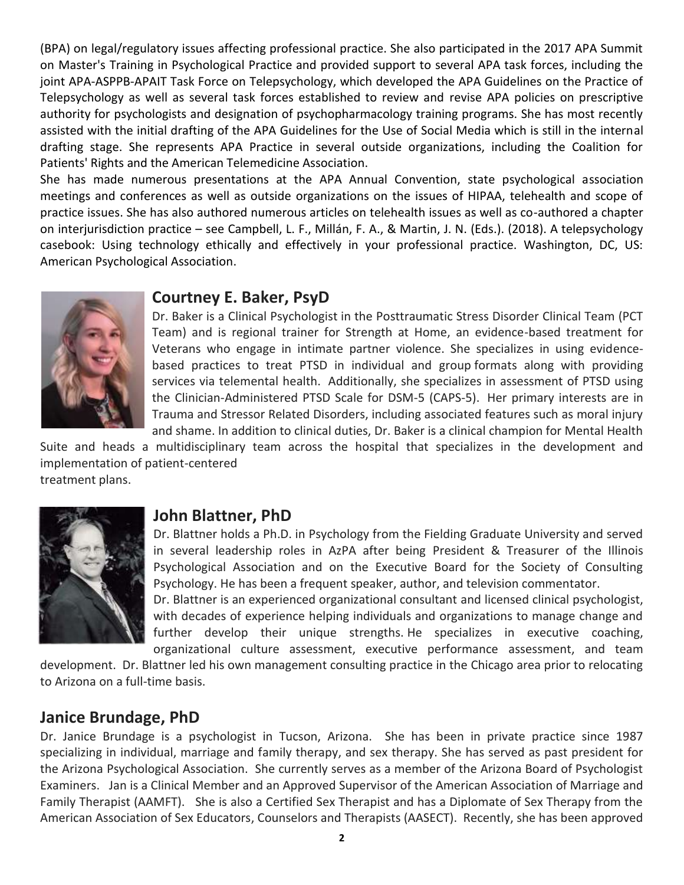(BPA) on legal/regulatory issues affecting professional practice. She also participated in the 2017 APA Summit on Master's Training in Psychological Practice and provided support to several APA task forces, including the joint APA-ASPPB-APAIT Task Force on Telepsychology, which developed the APA Guidelines on the Practice of Telepsychology as well as several task forces established to review and revise APA policies on prescriptive authority for psychologists and designation of psychopharmacology training programs. She has most recently assisted with the initial drafting of the APA Guidelines for the Use of Social Media which is still in the internal drafting stage. She represents APA Practice in several outside organizations, including the Coalition for Patients' Rights and the American Telemedicine Association.

She has made numerous presentations at the APA Annual Convention, state psychological association meetings and conferences as well as outside organizations on the issues of HIPAA, telehealth and scope of practice issues. She has also authored numerous articles on telehealth issues as well as co-authored a chapter on interjurisdiction practice – see Campbell, L. F., Millán, F. A., & Martin, J. N. (Eds.). (2018). A telepsychology casebook: Using technology ethically and effectively in your professional practice. Washington, DC, US: American Psychological Association.

## Courtney E. Baker, PsyD

Dr. Baker is a Clinical Psychologist in the Posttraumatic Stress Disorder Clinical Team (PCT Team) and is regional trainer for Strength at Home, an evidence-based treatment for Veterans who engage in intimate partner violence. She specializes in using evidence-based practices to treat PTSD in individual and group formats along with providing services via telemental health. Additionally, she specializes in assessment of PTSD using the Clinician-Administered PTSD Scale for DSM-5 (CAPS-5). Her primary interests are in Trauma and Stressor Related Disorders, including associated features such as moral injury and shame. In addition to clinical duties, Dr. Baker is a clinical champion for Mental Health Suite and heads a multidisciplinary team across the hospital that specializes in the development and implementation of patient-centered treatment plans.

## John Blattner, PhD

Dr. Blattner holds a Ph.D. in Psychology from the Fielding Graduate University and served in several leadership roles in AzPA after being President & Treasurer of the Illinois Psychological Association and on the Executive Board for the Society of Consulting Psychology. He has been a frequent speaker, author, and television commentator.

Dr. Blattner is an experienced organizational consultant and licensed clinical psychologist, with decades of experience helping individuals and organizations to manage change and further develop their unique strengths. He specializes in executive coaching, organizational culture assessment, executive performance assessment, and team development. Dr. Blattner led his own management consulting practice in the Chicago area prior to relocating to Arizona on a full-time basis.

## Janice Brundage, PhD

Dr. Janice Brundage is a psychologist in Tucson, Arizona. She has been in private practice since 1987 specializing in individual, marriage and family therapy, and sex therapy. She has served as past president for the Arizona Psychological Association. She currently serves as a member of the Arizona Board of Psychologist Examiners. Jan is a Clinical Member and an Approved Supervisor of the American Association of Marriage and Family Therapist (AAMFT). She is also a Certified Sex Therapist and has a Diplomate of Sex Therapy from the American Association of Sex Educators, Counselors and Therapists (AASECT). Recently, she has been approved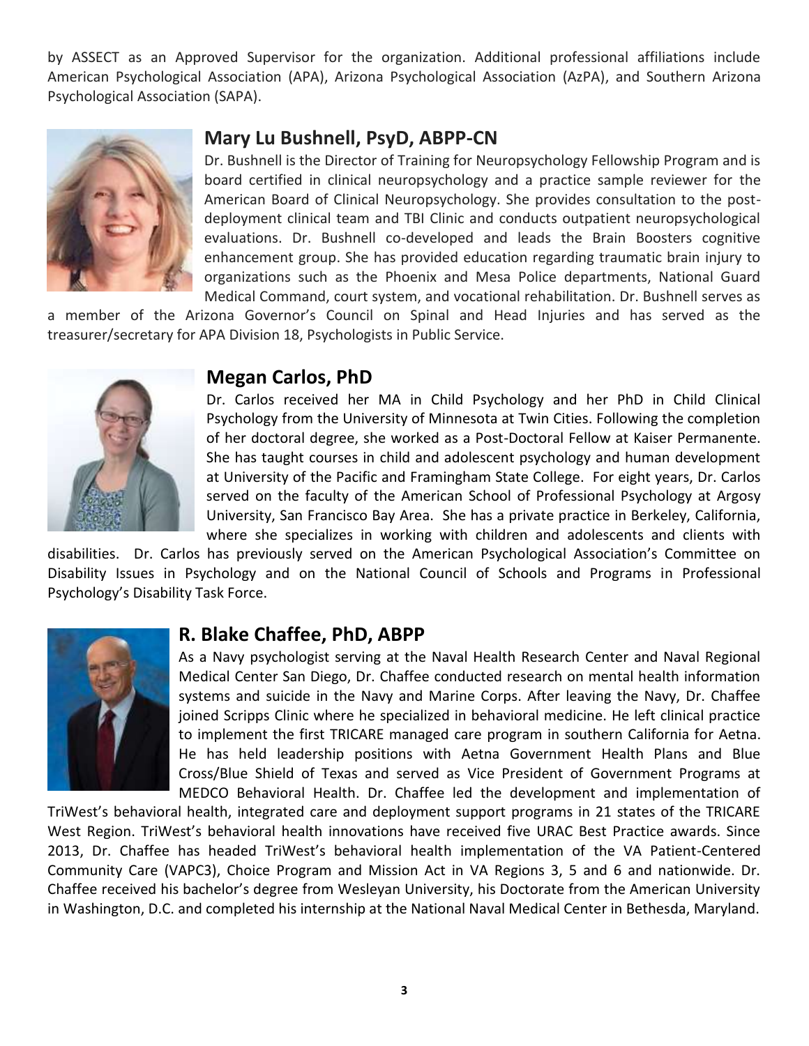by ASSECT as an Approved Supervisor for the organization. Additional professional affiliations include American Psychological Association (APA), Arizona Psychological Association (AzPA), and Southern Arizona Psychological Association (SAPA).

## Mary Lu Bushnell, PsyD, ABPP-CN

Dr. Bushnell is the Director of Training for Neuropsychology Fellowship Program and is board certified in clinical neuropsychology and a practice sample reviewer for the American Board of Clinical Neuropsychology. She provides consultation to the post-deployment clinical team and TBI Clinic and conducts outpatient neuropsychological evaluations. Dr. Bushnell co-developed and leads the Brain Boosters cognitive enhancement group. She has provided education regarding traumatic brain injury to organizations such as the Phoenix and Mesa Police departments, National Guard Medical Command, court system, and vocational rehabilitation. Dr. Bushnell serves as a member of the Arizona Governor's Council on Spinal and Head Injuries and has served as the treasurer/secretary for APA Division 18, Psychologists in Public Service.

## Megan Carlos, PhD

Dr. Carlos received her MA in Child Psychology and her PhD in Child Clinical Psychology from the University of Minnesota at Twin Cities. Following the completion of her doctoral degree, she worked as a Post-Doctoral Fellow at Kaiser Permanente. She has taught courses in child and adolescent psychology and human development at University of the Pacific and Framingham State College. For eight years, Dr. Carlos served on the faculty of the American School of Professional Psychology at Argosy University, San Francisco Bay Area. She has a private practice in Berkeley, California, where she specializes in working with children and adolescents and clients with disabilities. Dr. Carlos has previously served on the American Psychological Association's Committee on Disability Issues in Psychology and on the National Council of Schools and Programs in Professional Psychology's Disability Task Force.

## R. Blake Chaffee, PhD, ABPP

As a Navy psychologist serving at the Naval Health Research Center and Naval Regional Medical Center San Diego, Dr. Chaffee conducted research on mental health information systems and suicide in the Navy and Marine Corps. After leaving the Navy, Dr. Chaffee joined Scripps Clinic where he specialized in behavioral medicine. He left clinical practice to implement the first TRICARE managed care program in southern California for Aetna. He has held leadership positions with Aetna Government Health Plans and Blue Cross/Blue Shield of Texas and served as Vice President of Government Programs at MEDCO Behavioral Health. Dr. Chaffee led the development and implementation of TriWest's behavioral health, integrated care and deployment support programs in 21 states of the TRICARE West Region. TriWest's behavioral health innovations have received five URAC Best Practice awards. Since 2013, Dr. Chaffee has headed TriWest's behavioral health implementation of the VA Patient-Centered Community Care (VAPC3), Choice Program and Mission Act in VA Regions 3, 5 and 6 and nationwide. Dr. Chaffee received his bachelor's degree from Wesleyan University, his Doctorate from the American University in Washington, D.C. and completed his internship at the National Naval Medical Center in Bethesda, Maryland.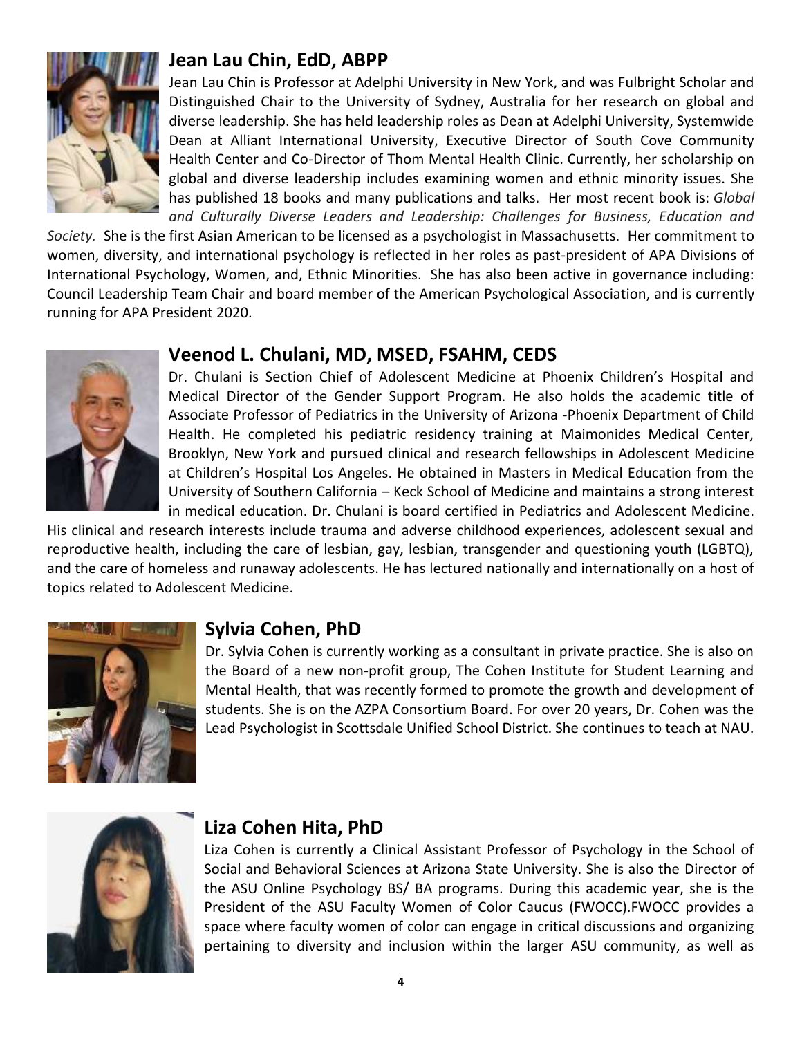## Jean Lau Chin, EdD, ABPP

Jean Lau Chin is Professor at Adelphi University in New York, and was Fulbright Scholar and Distinguished Chair to the University of Sydney, Australia for her research on global and diverse leadership. She has held leadership roles as Dean at Adelphi University, Systemwide Dean at Alliant International University, Executive Director of South Cove Community Health Center and Co-Director of Thom Mental Health Clinic. Currently, her scholarship on global and diverse leadership includes examining women and ethnic minority issues. She has published 18 books and many publications and talks. Her most recent book is: *Global and Culturally Diverse Leaders and Leadership: Challenges for Business, Education and Society.* She is the first Asian American to be licensed as a psychologist in Massachusetts. Her commitment to women, diversity, and international psychology is reflected in her roles as past-president of APA Divisions of International Psychology, Women, and, Ethnic Minorities. She has also been active in governance including: Council Leadership Team Chair and board member of the American Psychological Association, and is currently running for APA President 2020.

## Veenod L. Chulani, MD, MSED, FSAHM, CEDS

Dr. Chulani is Section Chief of Adolescent Medicine at Phoenix Children's Hospital and Medical Director of the Gender Support Program. He also holds the academic title of Associate Professor of Pediatrics in the University of Arizona -Phoenix Department of Child Health. He completed his pediatric residency training at Maimonides Medical Center, Brooklyn, New York and pursued clinical and research fellowships in Adolescent Medicine at Children's Hospital Los Angeles. He obtained in Masters in Medical Education from the University of Southern California – Keck School of Medicine and maintains a strong interest in medical education. Dr. Chulani is board certified in Pediatrics and Adolescent Medicine. His clinical and research interests include trauma and adverse childhood experiences, adolescent sexual and reproductive health, including the care of lesbian, gay, lesbian, transgender and questioning youth (LGBTQ), and the care of homeless and runaway adolescents. He has lectured nationally and internationally on a host of topics related to Adolescent Medicine.

## Sylvia Cohen, PhD

Dr. Sylvia Cohen is currently working as a consultant in private practice. She is also on the Board of a new non-profit group, The Cohen Institute for Student Learning and Mental Health, that was recently formed to promote the growth and development of students. She is on the AZPA Consortium Board. For over 20 years, Dr. Cohen was the Lead Psychologist in Scottsdale Unified School District. She continues to teach at NAU.

## Liza Cohen Hita, PhD

Liza Cohen is currently a Clinical Assistant Professor of Psychology in the School of Social and Behavioral Sciences at Arizona State University. She is also the Director of the ASU Online Psychology BS/ BA programs. During this academic year, she is the President of the ASU Faculty Women of Color Caucus (FWOCC).FWOCC provides a space where faculty women of color can engage in critical discussions and organizing pertaining to diversity and inclusion within the larger ASU community, as well as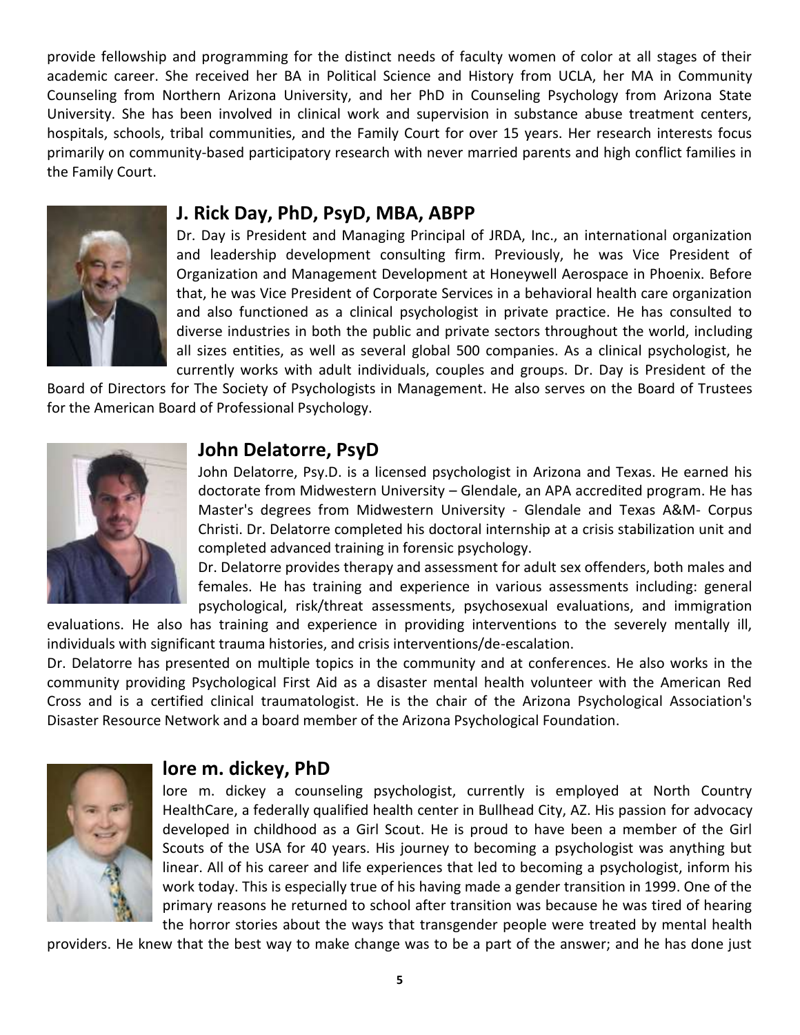provide fellowship and programming for the distinct needs of faculty women of color at all stages of their academic career. She received her BA in Political Science and History from UCLA, her MA in Community Counseling from Northern Arizona University, and her PhD in Counseling Psychology from Arizona State University. She has been involved in clinical work and supervision in substance abuse treatment centers, hospitals, schools, tribal communities, and the Family Court for over 15 years. Her research interests focus primarily on community-based participatory research with never married parents and high conflict families in the Family Court.

## J. Rick Day, PhD, PsyD, MBA, ABPP

Dr. Day is President and Managing Principal of JRDA, Inc., an international organization and leadership development consulting firm. Previously, he was Vice President of Organization and Management Development at Honeywell Aerospace in Phoenix. Before that, he was Vice President of Corporate Services in a behavioral health care organization and also functioned as a clinical psychologist in private practice. He has consulted to diverse industries in both the public and private sectors throughout the world, including all sizes entities, as well as several global 500 companies. As a clinical psychologist, he currently works with adult individuals, couples and groups. Dr. Day is President of the Board of Directors for The Society of Psychologists in Management. He also serves on the Board of Trustees for the American Board of Professional Psychology.

## John Delatorre, PsyD

John Delatorre, Psy.D. is a licensed psychologist in Arizona and Texas. He earned his doctorate from Midwestern University – Glendale, an APA accredited program. He has Master's degrees from Midwestern University - Glendale and Texas A&M- Corpus Christi. Dr. Delatorre completed his doctoral internship at a crisis stabilization unit and completed advanced training in forensic psychology.

Dr. Delatorre provides therapy and assessment for adult sex offenders, both males and females. He has training and experience in various assessments including: general psychological, risk/threat assessments, psychosexual evaluations, and immigration evaluations. He also has training and experience in providing interventions to the severely mentally ill, individuals with significant trauma histories, and crisis interventions/de-escalation.

Dr. Delatorre has presented on multiple topics in the community and at conferences. He also works in the community providing Psychological First Aid as a disaster mental health volunteer with the American Red Cross and is a certified clinical traumatologist. He is the chair of the Arizona Psychological Association's Disaster Resource Network and a board member of the Arizona Psychological Foundation.

## lore m. dickey, PhD

lore m. dickey a counseling psychologist, currently is employed at North Country HealthCare, a federally qualified health center in Bullhead City, AZ. His passion for advocacy developed in childhood as a Girl Scout. He is proud to have been a member of the Girl Scouts of the USA for 40 years. His journey to becoming a psychologist was anything but linear. All of his career and life experiences that led to becoming a psychologist, inform his work today. This is especially true of his having made a gender transition in 1999. One of the primary reasons he returned to school after transition was because he was tired of hearing the horror stories about the ways that transgender people were treated by mental health providers. He knew that the best way to make change was to be a part of the answer; and he has done just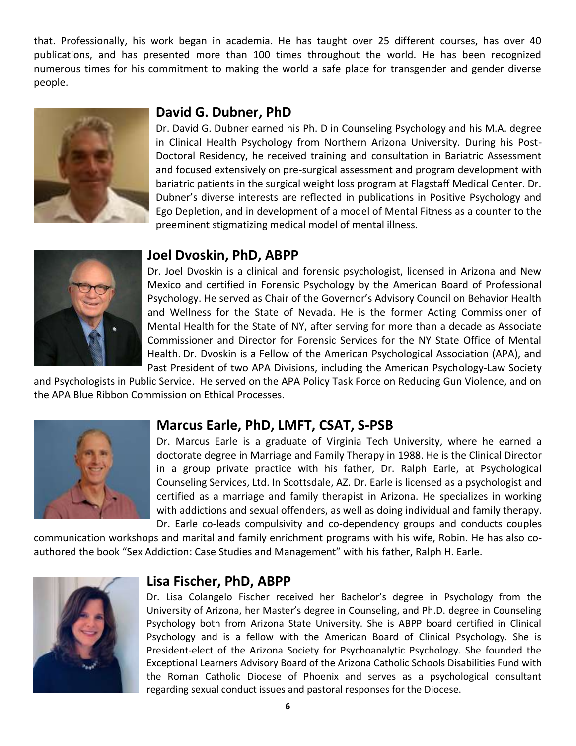that. Professionally, his work began in academia. He has taught over 25 different courses, has over 40 publications, and has presented more than 100 times throughout the world. He has been recognized numerous times for his commitment to making the world a safe place for transgender and gender diverse people.

## David G. Dubner, PhD

Dr. David G. Dubner earned his Ph. D in Counseling Psychology and his M.A. degree in Clinical Health Psychology from Northern Arizona University. During his Post-Doctoral Residency, he received training and consultation in Bariatric Assessment and focused extensively on pre-surgical assessment and program development with bariatric patients in the surgical weight loss program at Flagstaff Medical Center. Dr. Dubner's diverse interests are reflected in publications in Positive Psychology and Ego Depletion, and in development of a model of Mental Fitness as a counter to the preeminent stigmatizing medical model of mental illness.

## Joel Dvoskin, PhD, ABPP

Dr. Joel Dvoskin is a clinical and forensic psychologist, licensed in Arizona and New Mexico and certified in Forensic Psychology by the American Board of Professional Psychology. He served as Chair of the Governor's Advisory Council on Behavior Health and Wellness for the State of Nevada. He is the former Acting Commissioner of Mental Health for the State of NY, after serving for more than a decade as Associate Commissioner and Director for Forensic Services for the NY State Office of Mental Health. Dr. Dvoskin is a Fellow of the American Psychological Association (APA), and Past President of two APA Divisions, including the American Psychology-Law Society and Psychologists in Public Service. He served on the APA Policy Task Force on Reducing Gun Violence, and on the APA Blue Ribbon Commission on Ethical Processes.

## Marcus Earle, PhD, LMFT, CSAT, S-PSB

Dr. Marcus Earle is a graduate of Virginia Tech University, where he earned a doctorate degree in Marriage and Family Therapy in 1988. He is the Clinical Director in a group private practice with his father, Dr. Ralph Earle, at Psychological Counseling Services, Ltd. In Scottsdale, AZ. Dr. Earle is licensed as a psychologist and certified as a marriage and family therapist in Arizona. He specializes in working with addictions and sexual offenders, as well as doing individual and family therapy. Dr. Earle co-leads compulsivity and co-dependency groups and conducts couples communication workshops and marital and family enrichment programs with his wife, Robin. He has also co-authored the book "Sex Addiction: Case Studies and Management" with his father, Ralph H. Earle.

## Lisa Fischer, PhD, ABPP

Dr. Lisa Colangelo Fischer received her Bachelor's degree in Psychology from the University of Arizona, her Master's degree in Counseling, and Ph.D. degree in Counseling Psychology both from Arizona State University. She is ABPP board certified in Clinical Psychology and is a fellow with the American Board of Clinical Psychology. She is President-elect of the Arizona Society for Psychoanalytic Psychology. She founded the Exceptional Learners Advisory Board of the Arizona Catholic Schools Disabilities Fund with the Roman Catholic Diocese of Phoenix and serves as a psychological consultant regarding sexual conduct issues and pastoral responses for the Diocese.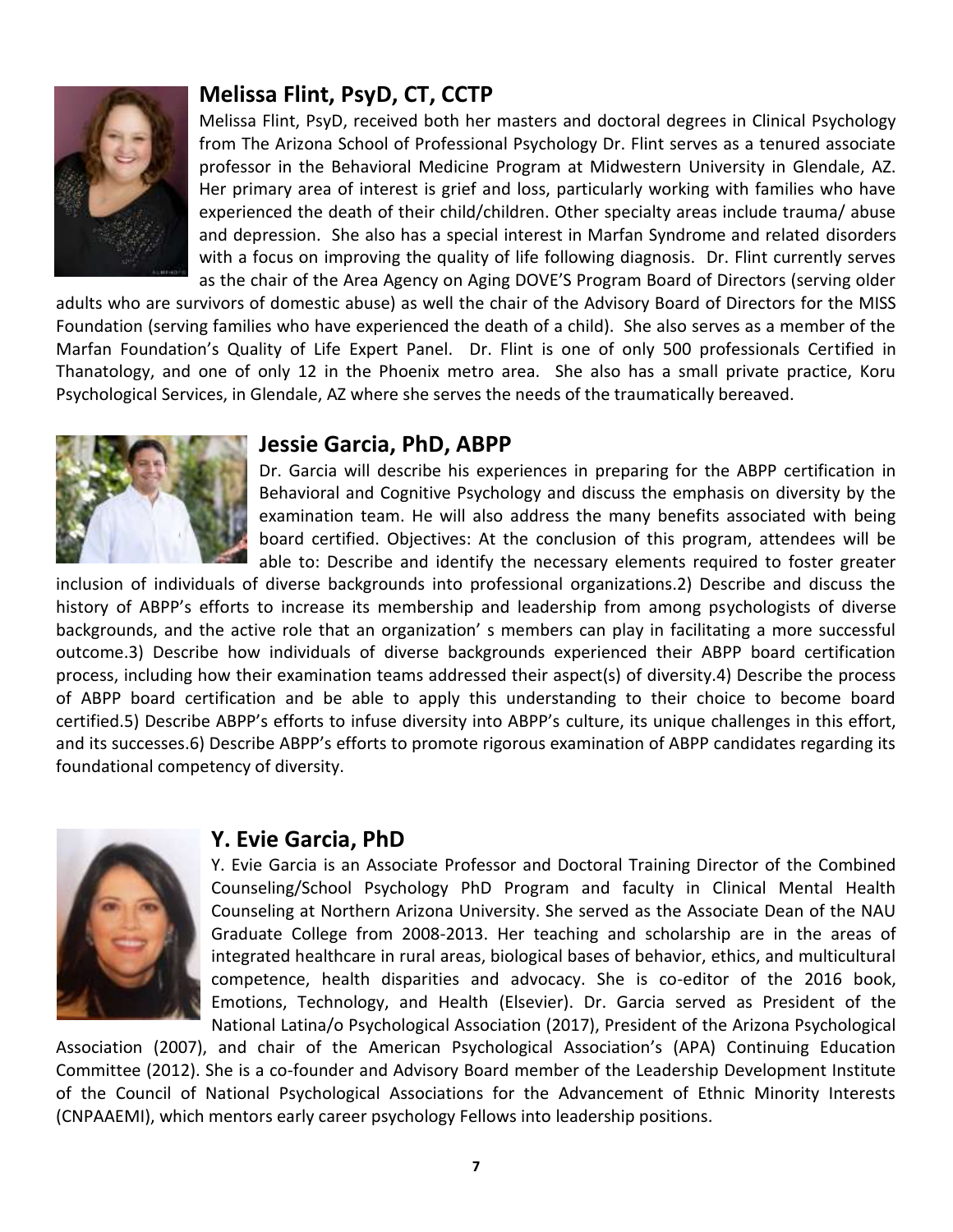## Melissa Flint, PsyD, CT, CCTP

Melissa Flint, PsyD, received both her masters and doctoral degrees in Clinical Psychology from The Arizona School of Professional Psychology Dr. Flint serves as a tenured associate professor in the Behavioral Medicine Program at Midwestern University in Glendale, AZ. Her primary area of interest is grief and loss, particularly working with families who have experienced the death of their child/children. Other specialty areas include trauma/ abuse and depression. She also has a special interest in Marfan Syndrome and related disorders with a focus on improving the quality of life following diagnosis. Dr. Flint currently serves as the chair of the Area Agency on Aging DOVE'S Program Board of Directors (serving older adults who are survivors of domestic abuse) as well the chair of the Advisory Board of Directors for the MISS Foundation (serving families who have experienced the death of a child). She also serves as a member of the Marfan Foundation's Quality of Life Expert Panel. Dr. Flint is one of only 500 professionals Certified in Thanatology, and one of only 12 in the Phoenix metro area. She also has a small private practice, Koru Psychological Services, in Glendale, AZ where she serves the needs of the traumatically bereaved.

## Jessie Garcia, PhD, ABPP

Dr. Garcia will describe his experiences in preparing for the ABPP certification in Behavioral and Cognitive Psychology and discuss the emphasis on diversity by the examination team. He will also address the many benefits associated with being board certified. Objectives: At the conclusion of this program, attendees will be able to: Describe and identify the necessary elements required to foster greater inclusion of individuals of diverse backgrounds into professional organizations.2) Describe and discuss the history of ABPP's efforts to increase its membership and leadership from among psychologists of diverse backgrounds, and the active role that an organization' s members can play in facilitating a more successful outcome.3) Describe how individuals of diverse backgrounds experienced their ABPP board certification process, including how their examination teams addressed their aspect(s) of diversity.4) Describe the process of ABPP board certification and be able to apply this understanding to their choice to become board certified.5) Describe ABPP's efforts to infuse diversity into ABPP's culture, its unique challenges in this effort, and its successes.6) Describe ABPP's efforts to promote rigorous examination of ABPP candidates regarding its foundational competency of diversity.

## Y. Evie Garcia, PhD

Y. Evie Garcia is an Associate Professor and Doctoral Training Director of the Combined Counseling/School Psychology PhD Program and faculty in Clinical Mental Health Counseling at Northern Arizona University. She served as the Associate Dean of the NAU Graduate College from 2008-2013. Her teaching and scholarship are in the areas of integrated healthcare in rural areas, biological bases of behavior, ethics, and multicultural competence, health disparities and advocacy. She is co-editor of the 2016 book, Emotions, Technology, and Health (Elsevier). Dr. Garcia served as President of the National Latina/o Psychological Association (2017), President of the Arizona Psychological Association (2007), and chair of the American Psychological Association's (APA) Continuing Education Committee (2012). She is a co-founder and Advisory Board member of the Leadership Development Institute of the Council of National Psychological Associations for the Advancement of Ethnic Minority Interests (CNPAAEMI), which mentors early career psychology Fellows into leadership positions.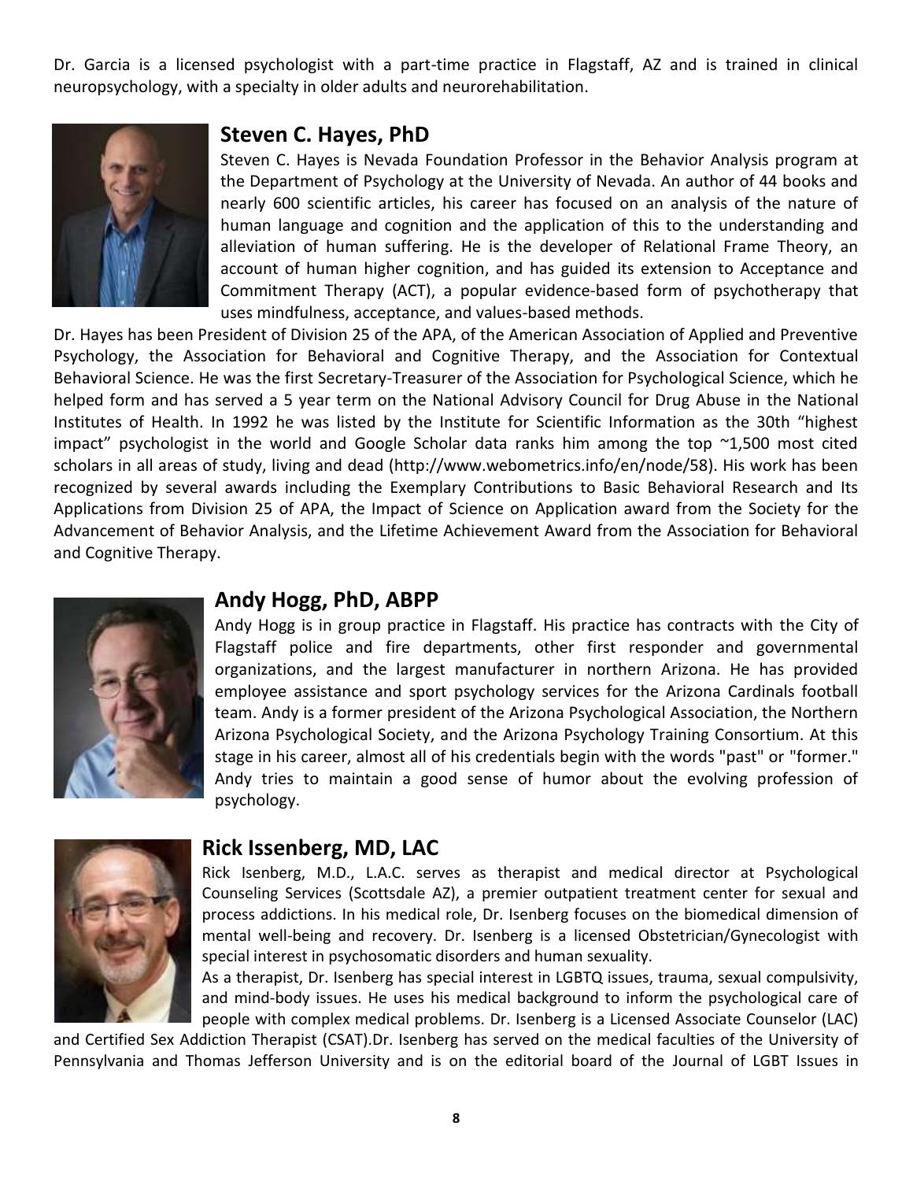Dr. Garcia is a licensed psychologist with a part-time practice in Flagstaff, AZ and is trained in clinical neuropsychology, with a specialty in older adults and neurorehabilitation.

## Steven C. Hayes, PhD

Steven C. Hayes is Nevada Foundation Professor in the Behavior Analysis program at the Department of Psychology at the University of Nevada. An author of 44 books and nearly 600 scientific articles, his career has focused on an analysis of the nature of human language and cognition and the application of this to the understanding and alleviation of human suffering. He is the developer of Relational Frame Theory, an account of human higher cognition, and has guided its extension to Acceptance and Commitment Therapy (ACT), a popular evidence-based form of psychotherapy that uses mindfulness, acceptance, and values-based methods.

Dr. Hayes has been President of Division 25 of the APA, of the American Association of Applied and Preventive Psychology, the Association for Behavioral and Cognitive Therapy, and the Association for Contextual Behavioral Science. He was the first Secretary-Treasurer of the Association for Psychological Science, which he helped form and has served a 5 year term on the National Advisory Council for Drug Abuse in the National Institutes of Health. In 1992 he was listed by the Institute for Scientific Information as the 30th "highest impact" psychologist in the world and Google Scholar data ranks him among the top ~1,500 most cited scholars in all areas of study, living and dead (http://www.webometrics.info/en/node/58). His work has been recognized by several awards including the Exemplary Contributions to Basic Behavioral Research and Its Applications from Division 25 of APA, the Impact of Science on Application award from the Society for the Advancement of Behavior Analysis, and the Lifetime Achievement Award from the Association for Behavioral and Cognitive Therapy.

## Andy Hogg, PhD, ABPP

Andy Hogg is in group practice in Flagstaff. His practice has contracts with the City of Flagstaff police and fire departments, other first responder and governmental organizations, and the largest manufacturer in northern Arizona. He has provided employee assistance and sport psychology services for the Arizona Cardinals football team. Andy is a former president of the Arizona Psychological Association, the Northern Arizona Psychological Society, and the Arizona Psychology Training Consortium. At this stage in his career, almost all of his credentials begin with the words "past" or "former." Andy tries to maintain a good sense of humor about the evolving profession of psychology.

## Rick Issenberg, MD, LAC

Rick Isenberg, M.D., L.A.C. serves as therapist and medical director at Psychological Counseling Services (Scottsdale AZ), a premier outpatient treatment center for sexual and process addictions. In his medical role, Dr. Isenberg focuses on the biomedical dimension of mental well-being and recovery. Dr. Isenberg is a licensed Obstetrician/Gynecologist with special interest in psychosomatic disorders and human sexuality.

As a therapist, Dr. Isenberg has special interest in LGBTQ issues, trauma, sexual compulsivity, and mind-body issues. He uses his medical background to inform the psychological care of people with complex medical problems. Dr. Isenberg is a Licensed Associate Counselor (LAC) and Certified Sex Addiction Therapist (CSAT).Dr. Isenberg has served on the medical faculties of the University of Pennsylvania and Thomas Jefferson University and is on the editorial board of the Journal of LGBT Issues in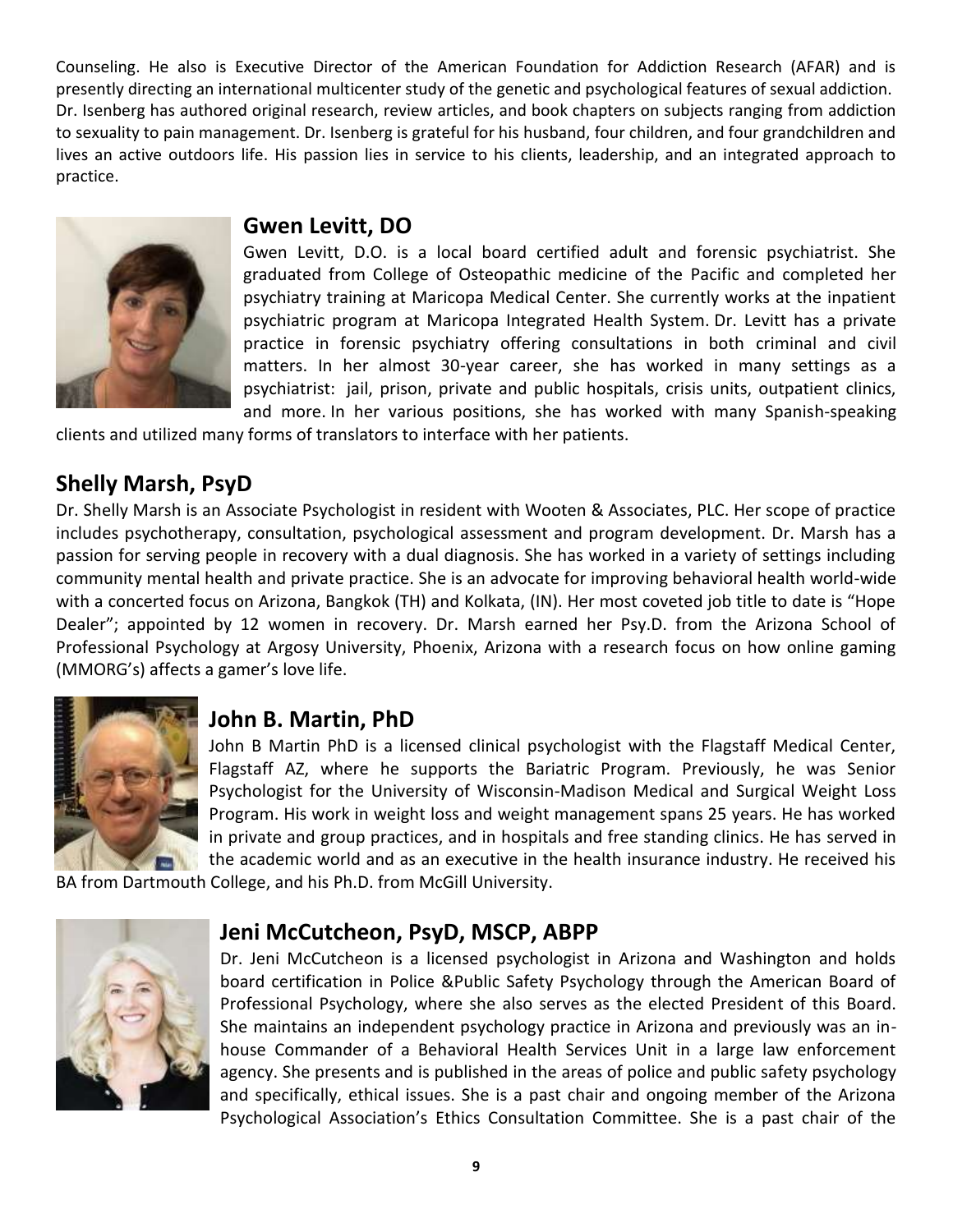Counseling. He also is Executive Director of the American Foundation for Addiction Research (AFAR) and is presently directing an international multicenter study of the genetic and psychological features of sexual addiction. Dr. Isenberg has authored original research, review articles, and book chapters on subjects ranging from addiction to sexuality to pain management. Dr. Isenberg is grateful for his husband, four children, and four grandchildren and lives an active outdoors life. His passion lies in service to his clients, leadership, and an integrated approach to practice.

## Gwen Levitt, DO

Gwen Levitt, D.O. is a local board certified adult and forensic psychiatrist. She graduated from College of Osteopathic medicine of the Pacific and completed her psychiatry training at Maricopa Medical Center. She currently works at the inpatient psychiatric program at Maricopa Integrated Health System. Dr. Levitt has a private practice in forensic psychiatry offering consultations in both criminal and civil matters. In her almost 30-year career, she has worked in many settings as a psychiatrist: jail, prison, private and public hospitals, crisis units, outpatient clinics, and more. In her various positions, she has worked with many Spanish-speaking clients and utilized many forms of translators to interface with her patients.

## Shelly Marsh, PsyD

Dr. Shelly Marsh is an Associate Psychologist in resident with Wooten & Associates, PLC. Her scope of practice includes psychotherapy, consultation, psychological assessment and program development. Dr. Marsh has a passion for serving people in recovery with a dual diagnosis. She has worked in a variety of settings including community mental health and private practice. She is an advocate for improving behavioral health world-wide with a concerted focus on Arizona, Bangkok (TH) and Kolkata, (IN). Her most coveted job title to date is "Hope Dealer"; appointed by 12 women in recovery. Dr. Marsh earned her Psy.D. from the Arizona School of Professional Psychology at Argosy University, Phoenix, Arizona with a research focus on how online gaming (MMORG's) affects a gamer's love life.

## John B. Martin, PhD

John B Martin PhD is a licensed clinical psychologist with the Flagstaff Medical Center, Flagstaff AZ, where he supports the Bariatric Program. Previously, he was Senior Psychologist for the University of Wisconsin-Madison Medical and Surgical Weight Loss Program. His work in weight loss and weight management spans 25 years. He has worked in private and group practices, and in hospitals and free standing clinics. He has served in the academic world and as an executive in the health insurance industry. He received his BA from Dartmouth College, and his Ph.D. from McGill University.

## Jeni McCutcheon, PsyD, MSCP, ABPP

Dr. Jeni McCutcheon is a licensed psychologist in Arizona and Washington and holds board certification in Police &Public Safety Psychology through the American Board of Professional Psychology, where she also serves as the elected President of this Board. She maintains an independent psychology practice in Arizona and previously was an in-house Commander of a Behavioral Health Services Unit in a large law enforcement agency. She presents and is published in the areas of police and public safety psychology and specifically, ethical issues. She is a past chair and ongoing member of the Arizona Psychological Association's Ethics Consultation Committee. She is a past chair of the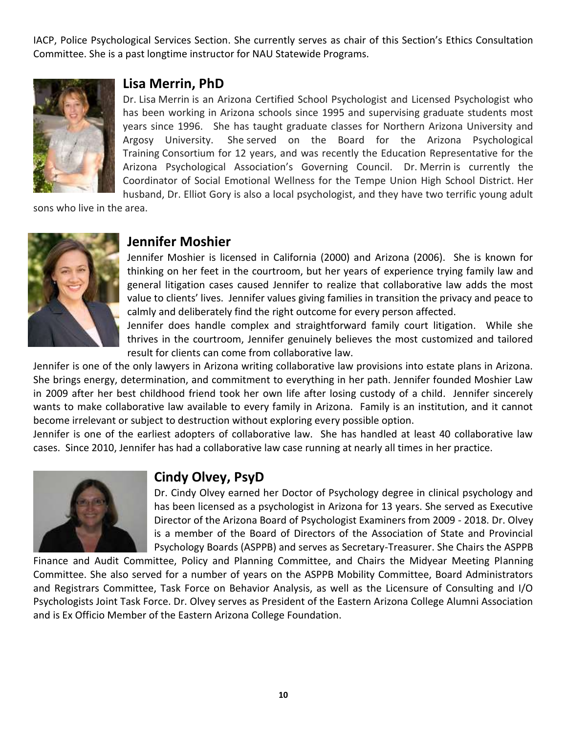IACP, Police Psychological Services Section. She currently serves as chair of this Section's Ethics Consultation Committee. She is a past longtime instructor for NAU Statewide Programs.

## Lisa Merrin, PhD

Dr. Lisa Merrin is an Arizona Certified School Psychologist and Licensed Psychologist who has been working in Arizona schools since 1995 and supervising graduate students most years since 1996. She has taught graduate classes for Northern Arizona University and Argosy University. She served on the Board for the Arizona Psychological Training Consortium for 12 years, and was recently the Education Representative for the Arizona Psychological Association's Governing Council. Dr. Merrin is currently the Coordinator of Social Emotional Wellness for the Tempe Union High School District. Her husband, Dr. Elliot Gory is also a local psychologist, and they have two terrific young adult sons who live in the area.

## Jennifer Moshier

Jennifer Moshier is licensed in California (2000) and Arizona (2006). She is known for thinking on her feet in the courtroom, but her years of experience trying family law and general litigation cases caused Jennifer to realize that collaborative law adds the most value to clients' lives. Jennifer values giving families in transition the privacy and peace to calmly and deliberately find the right outcome for every person affected.

Jennifer does handle complex and straightforward family court litigation. While she thrives in the courtroom, Jennifer genuinely believes the most customized and tailored result for clients can come from collaborative law.

Jennifer is one of the only lawyers in Arizona writing collaborative law provisions into estate plans in Arizona. She brings energy, determination, and commitment to everything in her path. Jennifer founded Moshier Law in 2009 after her best childhood friend took her own life after losing custody of a child. Jennifer sincerely wants to make collaborative law available to every family in Arizona. Family is an institution, and it cannot become irrelevant or subject to destruction without exploring every possible option.

Jennifer is one of the earliest adopters of collaborative law. She has handled at least 40 collaborative law cases. Since 2010, Jennifer has had a collaborative law case running at nearly all times in her practice.

## Cindy Olvey, PsyD

Dr. Cindy Olvey earned her Doctor of Psychology degree in clinical psychology and has been licensed as a psychologist in Arizona for 13 years. She served as Executive Director of the Arizona Board of Psychologist Examiners from 2009 - 2018. Dr. Olvey is a member of the Board of Directors of the Association of State and Provincial Psychology Boards (ASPPB) and serves as Secretary-Treasurer. She Chairs the ASPPB Finance and Audit Committee, Policy and Planning Committee, and Chairs the Midyear Meeting Planning Committee. She also served for a number of years on the ASPPB Mobility Committee, Board Administrators and Registrars Committee, Task Force on Behavior Analysis, as well as the Licensure of Consulting and I/O Psychologists Joint Task Force. Dr. Olvey serves as President of the Eastern Arizona College Alumni Association and is Ex Officio Member of the Eastern Arizona College Foundation.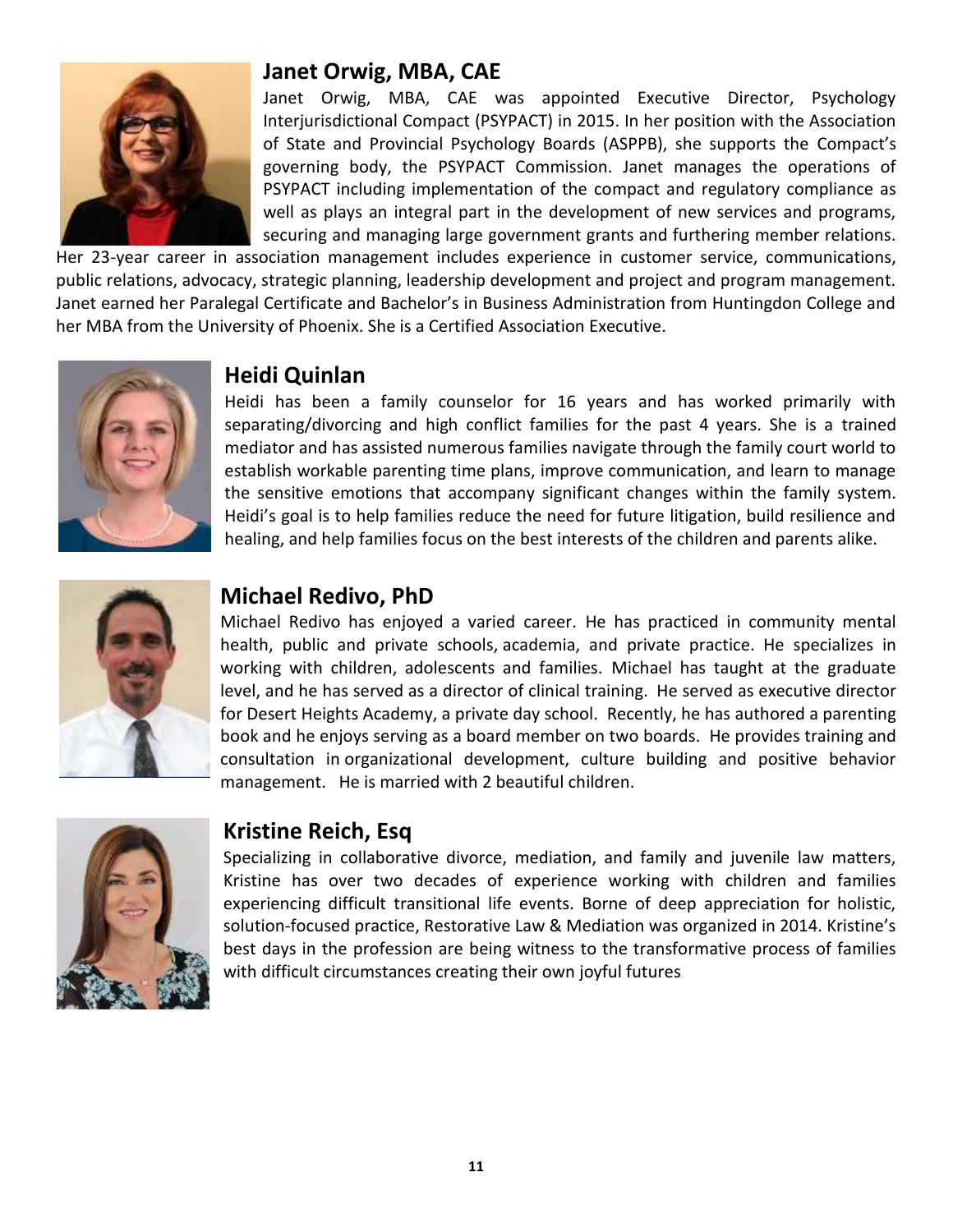## Janet Orwig, MBA, CAE

Janet Orwig, MBA, CAE was appointed Executive Director, Psychology Interjurisdictional Compact (PSYPACT) in 2015. In her position with the Association of State and Provincial Psychology Boards (ASPPB), she supports the Compact's governing body, the PSYPACT Commission. Janet manages the operations of PSYPACT including implementation of the compact and regulatory compliance as well as plays an integral part in the development of new services and programs, securing and managing large government grants and furthering member relations. Her 23-year career in association management includes experience in customer service, communications, public relations, advocacy, strategic planning, leadership development and project and program management. Janet earned her Paralegal Certificate and Bachelor's in Business Administration from Huntingdon College and her MBA from the University of Phoenix. She is a Certified Association Executive.

## Heidi Quinlan

Heidi has been a family counselor for 16 years and has worked primarily with separating/divorcing and high conflict families for the past 4 years. She is a trained mediator and has assisted numerous families navigate through the family court world to establish workable parenting time plans, improve communication, and learn to manage the sensitive emotions that accompany significant changes within the family system. Heidi's goal is to help families reduce the need for future litigation, build resilience and healing, and help families focus on the best interests of the children and parents alike.

## Michael Redivo, PhD

Michael Redivo has enjoyed a varied career. He has practiced in community mental health, public and private schools, academia, and private practice. He specializes in working with children, adolescents and families. Michael has taught at the graduate level, and he has served as a director of clinical training. He served as executive director for Desert Heights Academy, a private day school. Recently, he has authored a parenting book and he enjoys serving as a board member on two boards. He provides training and consultation in organizational development, culture building and positive behavior management. He is married with 2 beautiful children.

## Kristine Reich, Esq

Specializing in collaborative divorce, mediation, and family and juvenile law matters, Kristine has over two decades of experience working with children and families experiencing difficult transitional life events. Borne of deep appreciation for holistic, solution-focused practice, Restorative Law & Mediation was organized in 2014. Kristine's best days in the profession are being witness to the transformative process of families with difficult circumstances creating their own joyful futures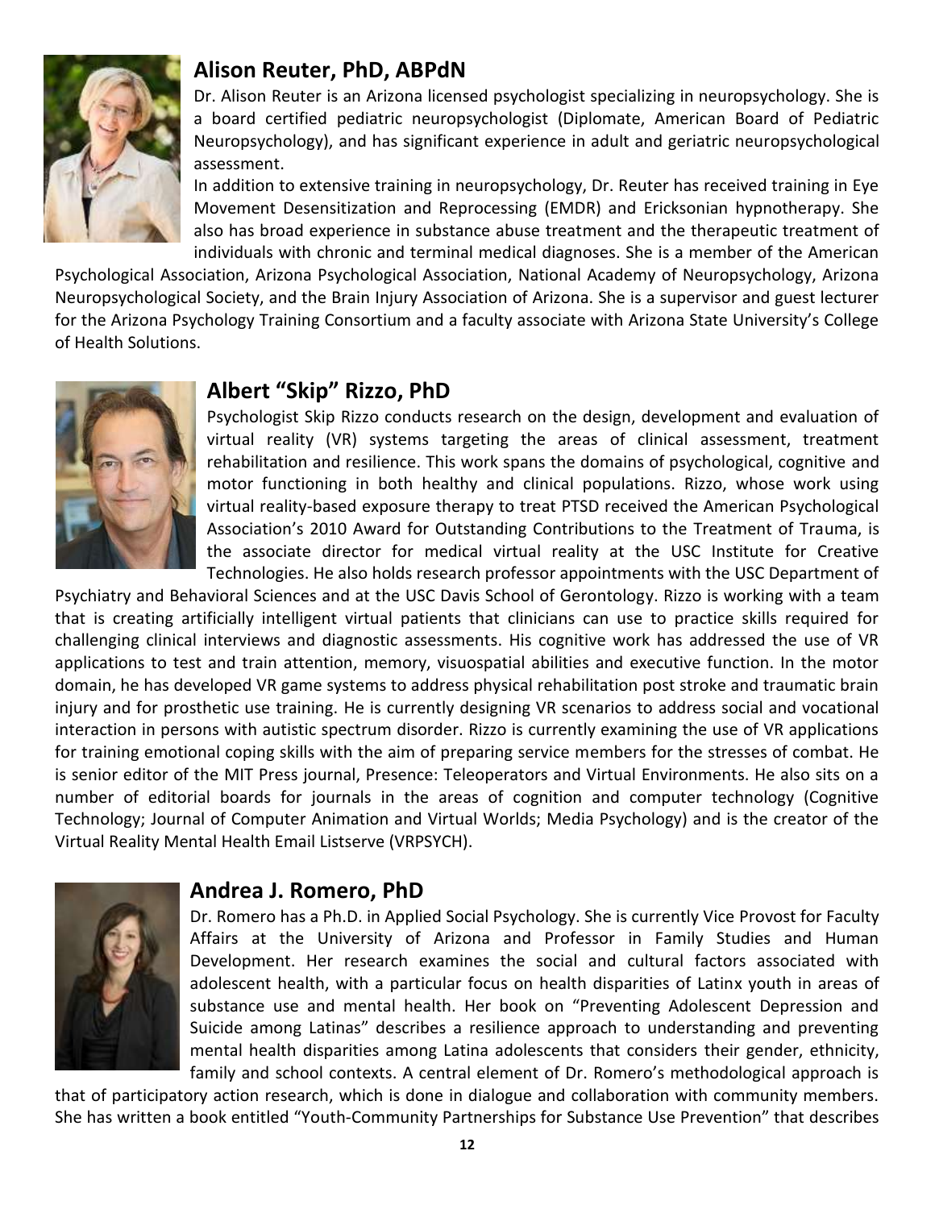## Alison Reuter, PhD, ABPdN

Dr. Alison Reuter is an Arizona licensed psychologist specializing in neuropsychology. She is a board certified pediatric neuropsychologist (Diplomate, American Board of Pediatric Neuropsychology), and has significant experience in adult and geriatric neuropsychological assessment.

In addition to extensive training in neuropsychology, Dr. Reuter has received training in Eye Movement Desensitization and Reprocessing (EMDR) and Ericksonian hypnotherapy. She also has broad experience in substance abuse treatment and the therapeutic treatment of individuals with chronic and terminal medical diagnoses. She is a member of the American Psychological Association, Arizona Psychological Association, National Academy of Neuropsychology, Arizona Neuropsychological Society, and the Brain Injury Association of Arizona. She is a supervisor and guest lecturer for the Arizona Psychology Training Consortium and a faculty associate with Arizona State University's College of Health Solutions.

## Albert "Skip" Rizzo, PhD

Psychologist Skip Rizzo conducts research on the design, development and evaluation of virtual reality (VR) systems targeting the areas of clinical assessment, treatment rehabilitation and resilience. This work spans the domains of psychological, cognitive and motor functioning in both healthy and clinical populations. Rizzo, whose work using virtual reality-based exposure therapy to treat PTSD received the American Psychological Association's 2010 Award for Outstanding Contributions to the Treatment of Trauma, is the associate director for medical virtual reality at the USC Institute for Creative Technologies. He also holds research professor appointments with the USC Department of Psychiatry and Behavioral Sciences and at the USC Davis School of Gerontology. Rizzo is working with a team that is creating artificially intelligent virtual patients that clinicians can use to practice skills required for challenging clinical interviews and diagnostic assessments. His cognitive work has addressed the use of VR applications to test and train attention, memory, visuospatial abilities and executive function. In the motor domain, he has developed VR game systems to address physical rehabilitation post stroke and traumatic brain injury and for prosthetic use training. He is currently designing VR scenarios to address social and vocational interaction in persons with autistic spectrum disorder. Rizzo is currently examining the use of VR applications for training emotional coping skills with the aim of preparing service members for the stresses of combat. He is senior editor of the MIT Press journal, Presence: Teleoperators and Virtual Environments. He also sits on a number of editorial boards for journals in the areas of cognition and computer technology (Cognitive Technology; Journal of Computer Animation and Virtual Worlds; Media Psychology) and is the creator of the Virtual Reality Mental Health Email Listserve (VRPSYCH).

## Andrea J. Romero, PhD

Dr. Romero has a Ph.D. in Applied Social Psychology. She is currently Vice Provost for Faculty Affairs at the University of Arizona and Professor in Family Studies and Human Development. Her research examines the social and cultural factors associated with adolescent health, with a particular focus on health disparities of Latinx youth in areas of substance use and mental health. Her book on "Preventing Adolescent Depression and Suicide among Latinas" describes a resilience approach to understanding and preventing mental health disparities among Latina adolescents that considers their gender, ethnicity, family and school contexts. A central element of Dr. Romero's methodological approach is that of participatory action research, which is done in dialogue and collaboration with community members. She has written a book entitled "Youth-Community Partnerships for Substance Use Prevention" that describes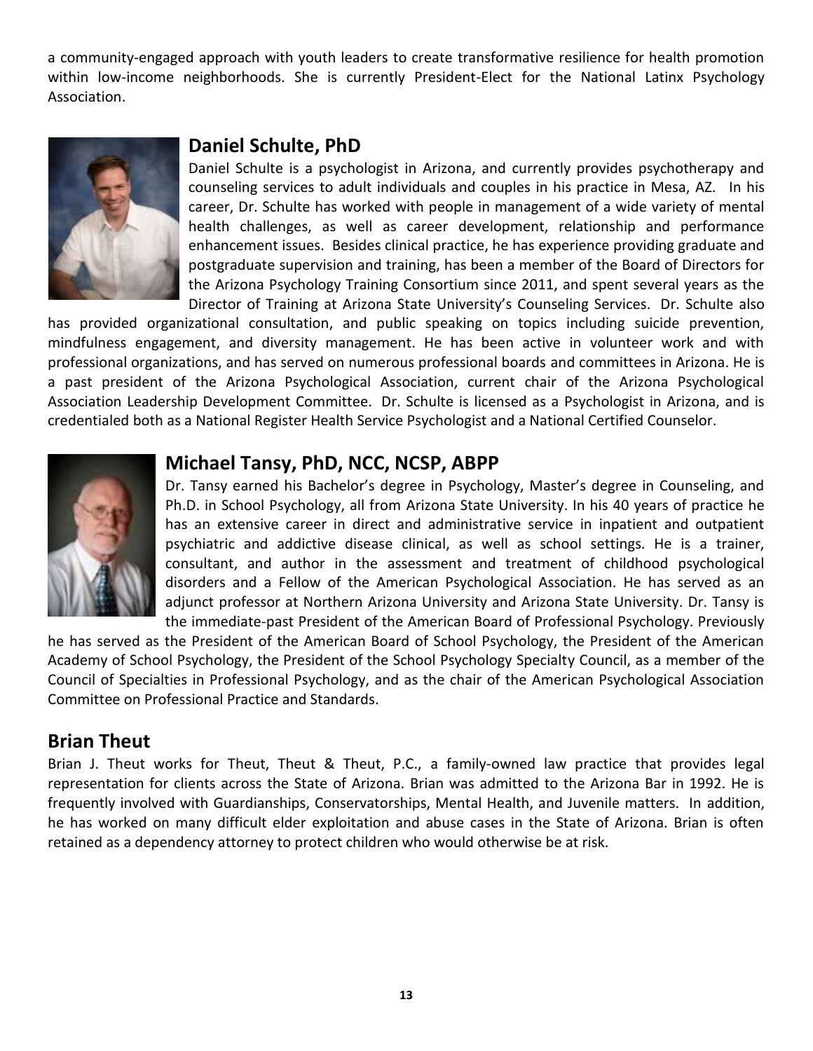a community-engaged approach with youth leaders to create transformative resilience for health promotion within low-income neighborhoods. She is currently President-Elect for the National Latinx Psychology Association.

## Daniel Schulte, PhD

Daniel Schulte is a psychologist in Arizona, and currently provides psychotherapy and counseling services to adult individuals and couples in his practice in Mesa, AZ. In his career, Dr. Schulte has worked with people in management of a wide variety of mental health challenges, as well as career development, relationship and performance enhancement issues. Besides clinical practice, he has experience providing graduate and postgraduate supervision and training, has been a member of the Board of Directors for the Arizona Psychology Training Consortium since 2011, and spent several years as the Director of Training at Arizona State University's Counseling Services. Dr. Schulte also has provided organizational consultation, and public speaking on topics including suicide prevention, mindfulness engagement, and diversity management. He has been active in volunteer work and with professional organizations, and has served on numerous professional boards and committees in Arizona. He is a past president of the Arizona Psychological Association, current chair of the Arizona Psychological Association Leadership Development Committee. Dr. Schulte is licensed as a Psychologist in Arizona, and is credentialed both as a National Register Health Service Psychologist and a National Certified Counselor.

## Michael Tansy, PhD, NCC, NCSP, ABPP

Dr. Tansy earned his Bachelor's degree in Psychology, Master's degree in Counseling, and Ph.D. in School Psychology, all from Arizona State University. In his 40 years of practice he has an extensive career in direct and administrative service in inpatient and outpatient psychiatric and addictive disease clinical, as well as school settings. He is a trainer, consultant, and author in the assessment and treatment of childhood psychological disorders and a Fellow of the American Psychological Association. He has served as an adjunct professor at Northern Arizona University and Arizona State University. Dr. Tansy is the immediate-past President of the American Board of Professional Psychology. Previously he has served as the President of the American Board of School Psychology, the President of the American Academy of School Psychology, the President of the School Psychology Specialty Council, as a member of the Council of Specialties in Professional Psychology, and as the chair of the American Psychological Association Committee on Professional Practice and Standards.

## Brian Theut

Brian J. Theut works for Theut, Theut & Theut, P.C., a family-owned law practice that provides legal representation for clients across the State of Arizona. Brian was admitted to the Arizona Bar in 1992. He is frequently involved with Guardianships, Conservatorships, Mental Health, and Juvenile matters. In addition, he has worked on many difficult elder exploitation and abuse cases in the State of Arizona. Brian is often retained as a dependency attorney to protect children who would otherwise be at risk.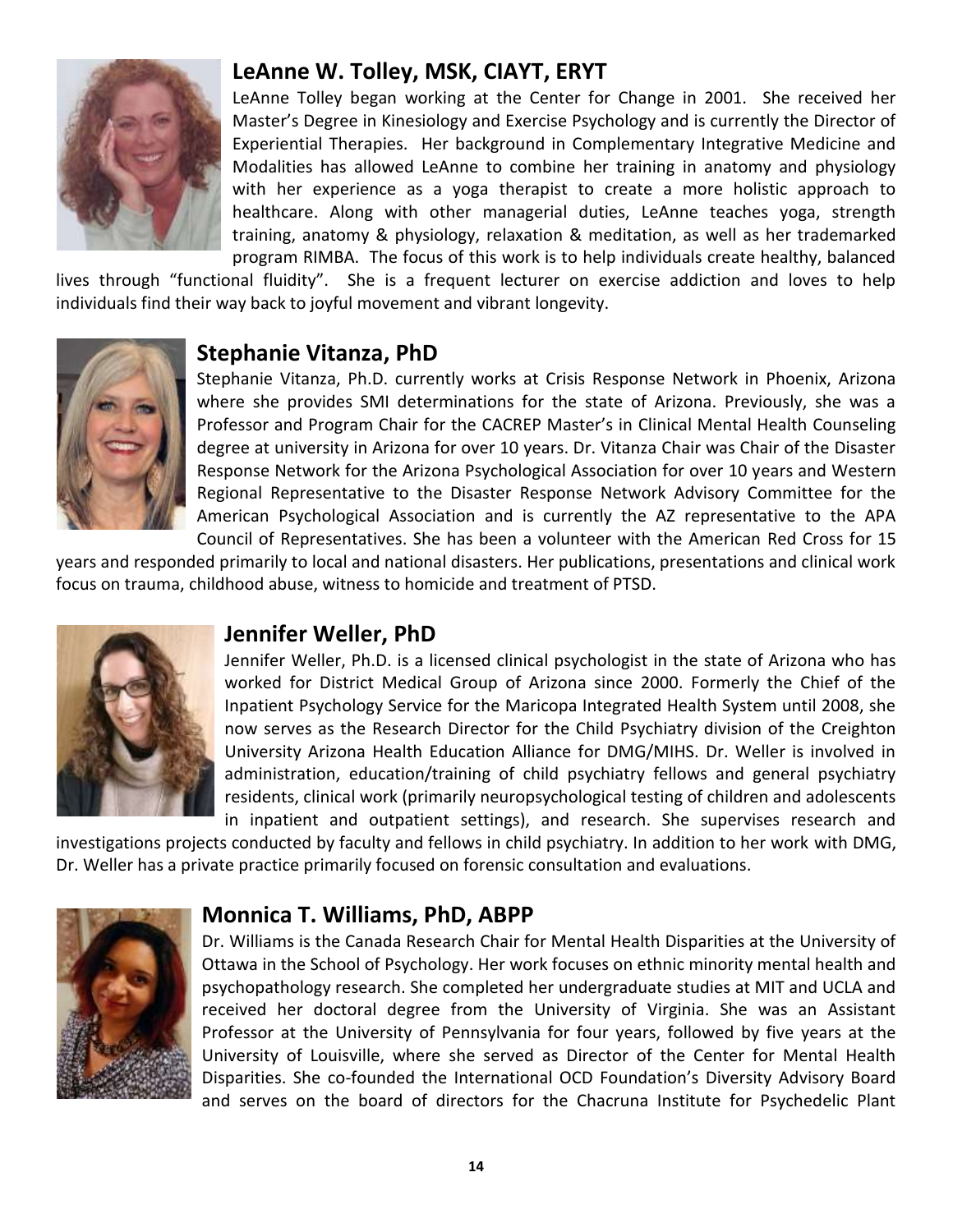## LeAnne W. Tolley, MSK, CIAYT, ERYT

LeAnne Tolley began working at the Center for Change in 2001. She received her Master's Degree in Kinesiology and Exercise Psychology and is currently the Director of Experiential Therapies. Her background in Complementary Integrative Medicine and Modalities has allowed LeAnne to combine her training in anatomy and physiology with her experience as a yoga therapist to create a more holistic approach to healthcare. Along with other managerial duties, LeAnne teaches yoga, strength training, anatomy & physiology, relaxation & meditation, as well as her trademarked program RIMBA. The focus of this work is to help individuals create healthy, balanced lives through "functional fluidity". She is a frequent lecturer on exercise addiction and loves to help individuals find their way back to joyful movement and vibrant longevity.

## Stephanie Vitanza, PhD

Stephanie Vitanza, Ph.D. currently works at Crisis Response Network in Phoenix, Arizona where she provides SMI determinations for the state of Arizona. Previously, she was a Professor and Program Chair for the CACREP Master's in Clinical Mental Health Counseling degree at university in Arizona for over 10 years. Dr. Vitanza Chair was Chair of the Disaster Response Network for the Arizona Psychological Association for over 10 years and Western Regional Representative to the Disaster Response Network Advisory Committee for the American Psychological Association and is currently the AZ representative to the APA Council of Representatives. She has been a volunteer with the American Red Cross for 15 years and responded primarily to local and national disasters. Her publications, presentations and clinical work focus on trauma, childhood abuse, witness to homicide and treatment of PTSD.

## Jennifer Weller, PhD

Jennifer Weller, Ph.D. is a licensed clinical psychologist in the state of Arizona who has worked for District Medical Group of Arizona since 2000. Formerly the Chief of the Inpatient Psychology Service for the Maricopa Integrated Health System until 2008, she now serves as the Research Director for the Child Psychiatry division of the Creighton University Arizona Health Education Alliance for DMG/MIHS. Dr. Weller is involved in administration, education/training of child psychiatry fellows and general psychiatry residents, clinical work (primarily neuropsychological testing of children and adolescents in inpatient and outpatient settings), and research. She supervises research and investigations projects conducted by faculty and fellows in child psychiatry. In addition to her work with DMG, Dr. Weller has a private practice primarily focused on forensic consultation and evaluations.

## Monnica T. Williams, PhD, ABPP

Dr. Williams is the Canada Research Chair for Mental Health Disparities at the University of Ottawa in the School of Psychology. Her work focuses on ethnic minority mental health and psychopathology research. She completed her undergraduate studies at MIT and UCLA and received her doctoral degree from the University of Virginia. She was an Assistant Professor at the University of Pennsylvania for four years, followed by five years at the University of Louisville, where she served as Director of the Center for Mental Health Disparities. She co-founded the International OCD Foundation's Diversity Advisory Board and serves on the board of directors for the Chacruna Institute for Psychedelic Plant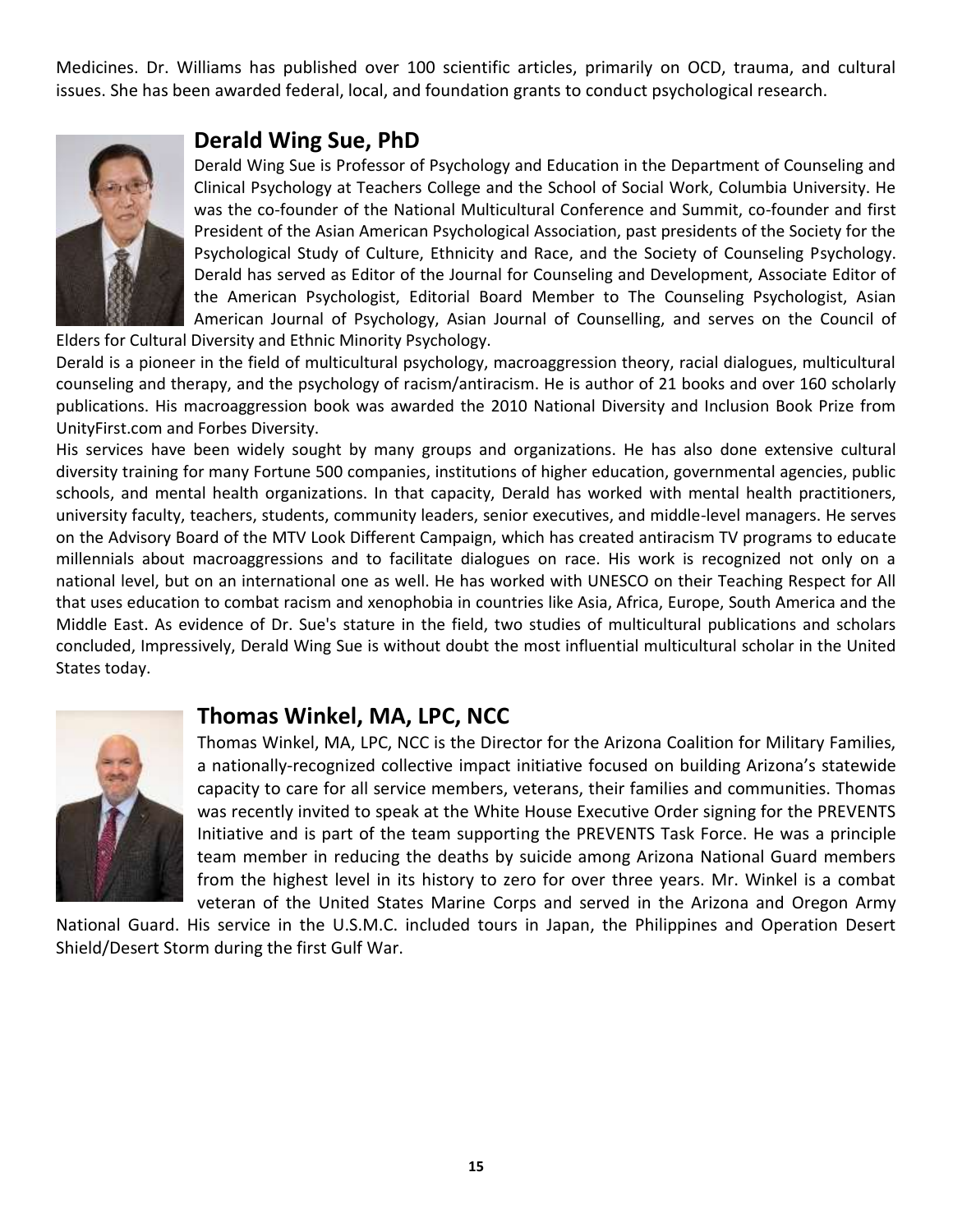Medicines. Dr. Williams has published over 100 scientific articles, primarily on OCD, trauma, and cultural issues. She has been awarded federal, local, and foundation grants to conduct psychological research.

## Derald Wing Sue, PhD

Derald Wing Sue is Professor of Psychology and Education in the Department of Counseling and Clinical Psychology at Teachers College and the School of Social Work, Columbia University. He was the co-founder of the National Multicultural Conference and Summit, co-founder and first President of the Asian American Psychological Association, past presidents of the Society for the Psychological Study of Culture, Ethnicity and Race, and the Society of Counseling Psychology. Derald has served as Editor of the Journal for Counseling and Development, Associate Editor of the American Psychologist, Editorial Board Member to The Counseling Psychologist, Asian American Journal of Psychology, Asian Journal of Counselling, and serves on the Council of Elders for Cultural Diversity and Ethnic Minority Psychology.

Derald is a pioneer in the field of multicultural psychology, macroaggression theory, racial dialogues, multicultural counseling and therapy, and the psychology of racism/antiracism. He is author of 21 books and over 160 scholarly publications. His macroaggression book was awarded the 2010 National Diversity and Inclusion Book Prize from UnityFirst.com and Forbes Diversity.

His services have been widely sought by many groups and organizations. He has also done extensive cultural diversity training for many Fortune 500 companies, institutions of higher education, governmental agencies, public schools, and mental health organizations. In that capacity, Derald has worked with mental health practitioners, university faculty, teachers, students, community leaders, senior executives, and middle-level managers. He serves on the Advisory Board of the MTV Look Different Campaign, which has created antiracism TV programs to educate millennials about macroaggressions and to facilitate dialogues on race. His work is recognized not only on a national level, but on an international one as well. He has worked with UNESCO on their Teaching Respect for All that uses education to combat racism and xenophobia in countries like Asia, Africa, Europe, South America and the Middle East. As evidence of Dr. Sue's stature in the field, two studies of multicultural publications and scholars concluded, Impressively, Derald Wing Sue is without doubt the most influential multicultural scholar in the United States today.

## Thomas Winkel, MA, LPC, NCC

Thomas Winkel, MA, LPC, NCC is the Director for the Arizona Coalition for Military Families, a nationally-recognized collective impact initiative focused on building Arizona's statewide capacity to care for all service members, veterans, their families and communities. Thomas was recently invited to speak at the White House Executive Order signing for the PREVENTS Initiative and is part of the team supporting the PREVENTS Task Force. He was a principle team member in reducing the deaths by suicide among Arizona National Guard members from the highest level in its history to zero for over three years. Mr. Winkel is a combat veteran of the United States Marine Corps and served in the Arizona and Oregon Army National Guard. His service in the U.S.M.C. included tours in Japan, the Philippines and Operation Desert Shield/Desert Storm during the first Gulf War.